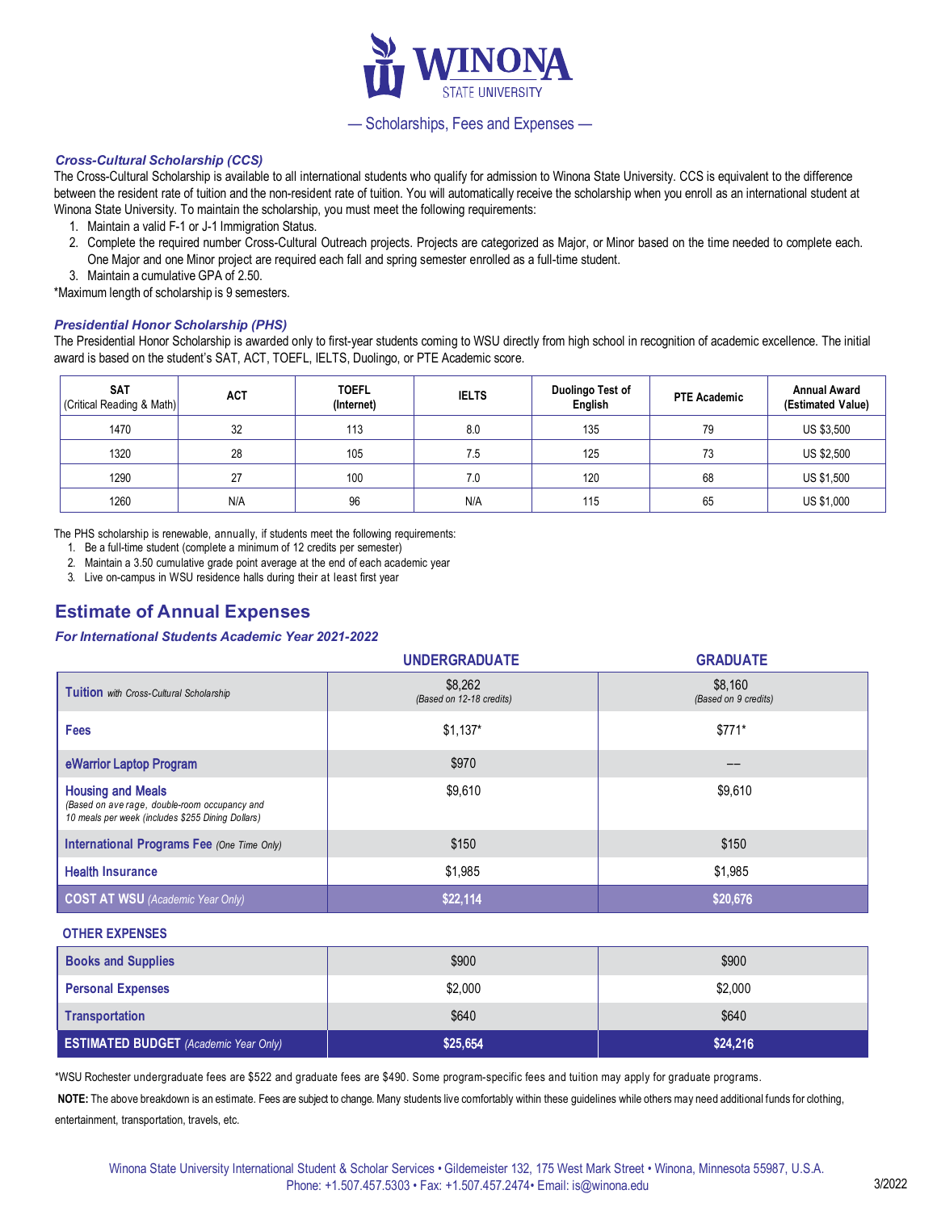# Winona State University

— Scholarships, Fees and Expenses —

### *Cross-Cultural Scholarship (CCS)*

The Cross-Cultural Scholarship is available to all international students who qualify for admission to Winona State University. CCS is equivalent to the difference between the resident rate of tuition and the non-resident rate of tuition. You will automatically receive the scholarship when you enroll as an international student at Winona State University. To maintain the scholarship, you must meet the following requirements:

1. Maintain a valid F-1 or J-1 Immigration Status.
2. Complete the required number Cross-Cultural Outreach projects. Projects are categorized as Major, or Minor based on the time needed to complete each. One Major and one Minor project are required each fall and spring semester enrolled as a full-time student.
3. Maintain a cumulative GPA of 2.50.

*Maximum length of scholarship is 9 semesters.

### *Presidential Honor Scholarship (PHS)*

The Presidential Honor Scholarship is awarded only to first-year students coming to WSU directly from high school in recognition of academic excellence. The initial award is based on the student's SAT, ACT, TOEFL, IELTS, Duolingo, or PTE Academic score.

| SAT (Critical Reading & Math) | ACT | TOEFL (Internet) | IELTS | Duolingo Test of English | PTE Academic | Annual Award (Estimated Value) |
|---|---|---|---|---|---|---|
| 1470 | 32 | 113 | 8.0 | 135 | 79 | US $3,500 |
| 1320 | 28 | 105 | 7.5 | 125 | 73 | US $2,500 |
| 1290 | 27 | 100 | 7.0 | 120 | 68 | US $1,500 |
| 1260 | N/A | 96 | N/A | 115 | 65 | US $1,000 |

The PHS scholarship is renewable, annually, if students meet the following requirements:

1. Be a full-time student (complete a minimum of 12 credits per semester)
2. Maintain a 3.50 cumulative grade point average at the end of each academic year
3. Live on-campus in WSU residence halls during their at least first year

## Estimate of Annual Expenses

### *For International Students Academic Year 2021-2022*

| | UNDERGRADUATE | GRADUATE |
|---|---|---|
| **Tuition** *with Cross-Cultural Scholarship* | $8,262 *(Based on 12-18 credits)* | $8,160 *(Based on 9 credits)* |
| **Fees** | $1,137* | $771* |
| **eWarrior Laptop Program** | $970 | –– |
| **Housing and Meals** *(Based on average, double-room occupancy and 10 meals per week (includes $255 Dining Dollars)* | $9,610 | $9,610 |
| **International Programs Fee** *(One Time Only)* | $150 | $150 |
| **Health Insurance** | $1,985 | $1,985 |
| **COST AT WSU** *(Academic Year Only)* | **$22,114** | **$20,676** |

**OTHER EXPENSES**

| | UNDERGRADUATE | GRADUATE |
|---|---|---|
| **Books and Supplies** | $900 | $900 |
| **Personal Expenses** | $2,000 | $2,000 |
| **Transportation** | $640 | $640 |
| **ESTIMATED BUDGET** *(Academic Year Only)* | **$25,654** | **$24,216** |

*WSU Rochester undergraduate fees are $522 and graduate fees are $490. Some program-specific fees and tuition may apply for graduate programs.

**NOTE:** The above breakdown is an estimate. Fees are subject to change. Many students live comfortably within these guidelines while others may need additional funds for clothing, entertainment, transportation, travels, etc.

Winona State University International Student & Scholar Services • Gildemeister 132, 175 West Mark Street • Winona, Minnesota 55987, U.S.A.
Phone: +1.507.457.5303 • Fax: +1.507.457.2474• Email: is@winona.edu

3/2022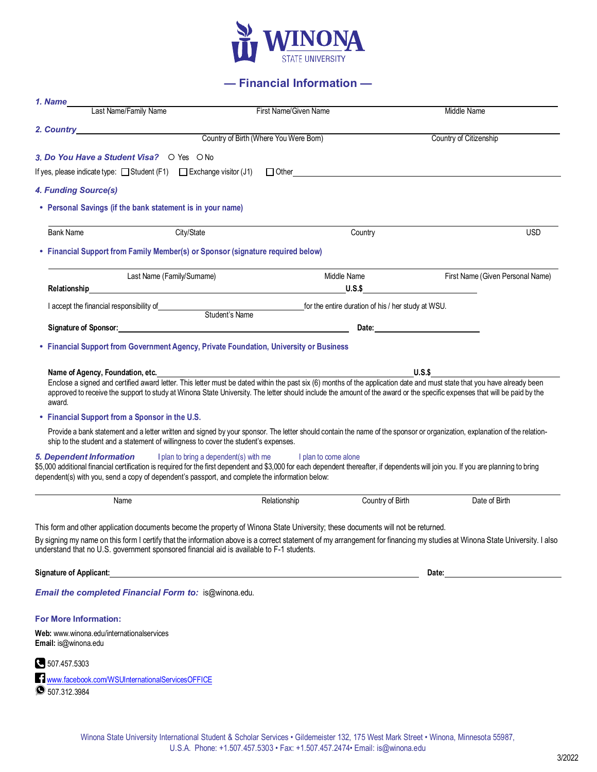# — Financial Information —

***1. Name*** ______________________________________________

Last Name/Family Name | First Name/Given Name | Middle Name

***2. Country*** ______________________________________________

Country of Birth (Where You Were Born) | Country of Citizenship

***3. Do You Have a Student Visa?*** ○ Yes ○ No

If yes, please indicate type: ☐ Student (F1) ☐ Exchange visitor (J1) ☐ Other ______________________

***4. Funding Source(s)***

- **Personal Savings (if the bank statement is in your name)**

| Bank Name | City/State | Country | USD |
|---|---|---|---|
| | | | |

- **Financial Support from Family Member(s) or Sponsor (signature required below)**

| Last Name (Family/Surname) | Middle Name | First Name (Given Personal Name) |
|---|---|---|
| | | |

**Relationship** ______________________ **U.S.$** ______________________

I accept the financial responsibility of ______________________ (Student's Name) for the entire duration of his / her study at WSU.

**Signature of Sponsor:** ______________________ **Date:** ______________________

- **Financial Support from Government Agency, Private Foundation, University or Business**

**Name of Agency, Foundation, etc.** ______________________ **U.S.$** ______________________

Enclose a signed and certified award letter. This letter must be dated within the past six (6) months of the application date and must state that you have already been approved to receive the support to study at Winona State University. The letter should include the amount of the award or the specific expenses that will be paid by the award.

- **Financial Support from a Sponsor in the U.S.**

Provide a bank statement and a letter written and signed by your sponsor. The letter should contain the name of the sponsor or organization, explanation of the relationship to the student and a statement of willingness to cover the student's expenses.

***5. Dependent Information*** I plan to bring a dependent(s) with me I plan to come alone

$5,000 additional financial certification is required for the first dependent and $3,000 for each dependent thereafter, if dependents will join you. If you are planning to bring dependent(s) with you, send a copy of dependent's passport, and complete the information below:

| Name | Relationship | Country of Birth | Date of Birth |
|---|---|---|---|
| | | | |

This form and other application documents become the property of Winona State University; these documents will not be returned.

By signing my name on this form I certify that the information above is a correct statement of my arrangement for financing my studies at Winona State University. I also understand that no U.S. government sponsored financial aid is available to F-1 students.

**Signature of Applicant:** ______________________ **Date:** ______________________

***Email the completed Financial Form to:*** is@winona.edu.

**For More Information:**

**Web:** www.winona.edu/internationalservices
**Email:** is@winona.edu

507.457.5303

www.facebook.com/WSUInternationalServicesOFFICE

507.312.3984

Winona State University International Student & Scholar Services • Gildemeister 132, 175 West Mark Street • Winona, Minnesota 55987, U.S.A. Phone: +1.507.457.5303 • Fax: +1.507.457.2474• Email: is@winona.edu

3/2022